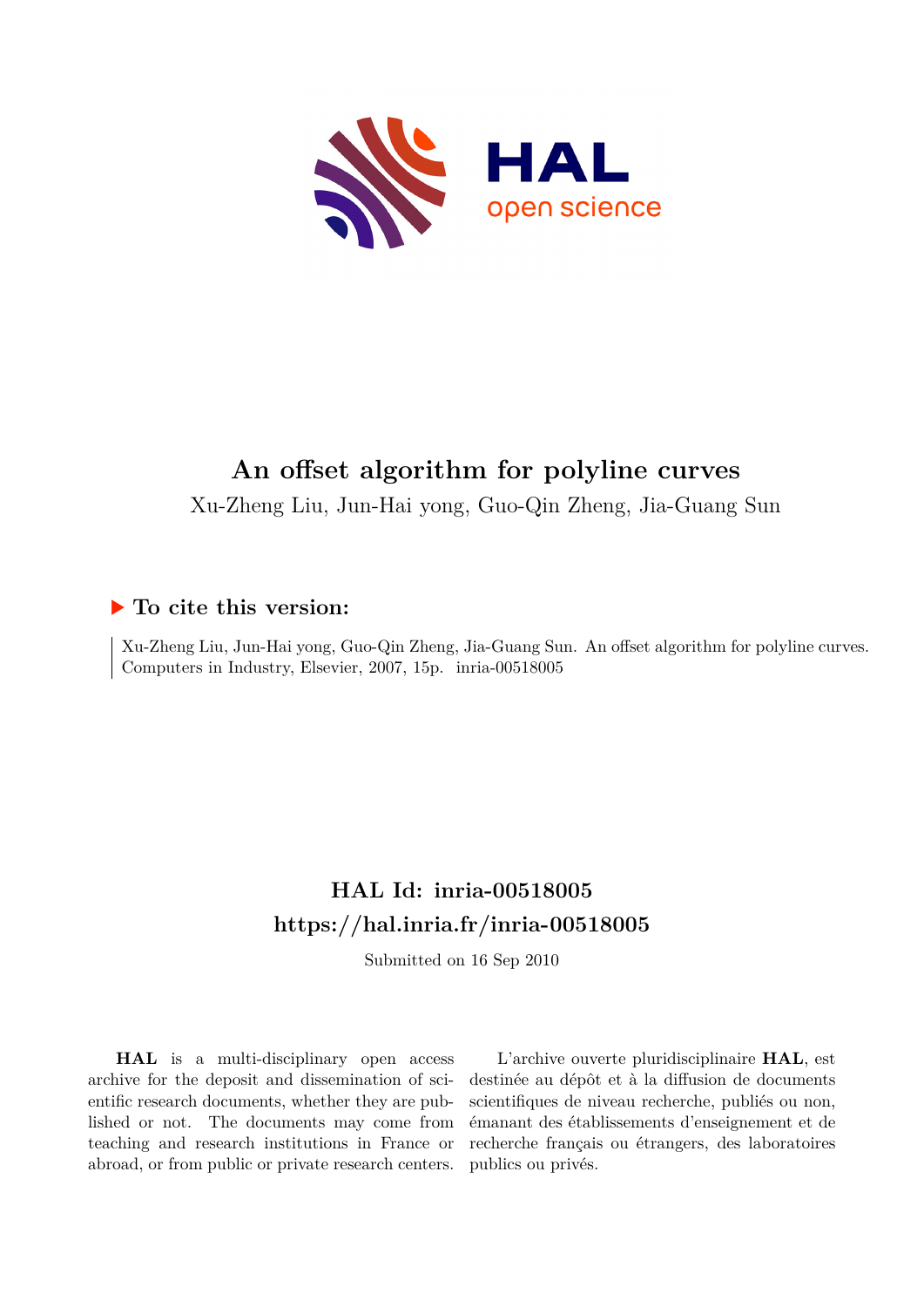# An offset algorithm for polyline curves

Xu-Zheng Liu, Jun-Hai yong, Guo-Qin Zheng, Jia-Guang Sun

## ▶ To cite this version:

Xu-Zheng Liu, Jun-Hai yong, Guo-Qin Zheng, Jia-Guang Sun. An offset algorithm for polyline curves. Computers in Industry, Elsevier, 2007, 15p. inria-00518005

## HAL Id: inria-00518005

## https://hal.inria.fr/inria-00518005

Submitted on 16 Sep 2010

**HAL** is a multi-disciplinary open access archive for the deposit and dissemination of scientific research documents, whether they are published or not. The documents may come from teaching and research institutions in France or abroad, or from public or private research centers.

L'archive ouverte pluridisciplinaire **HAL**, est destinée au dépôt et à la diffusion de documents scientifiques de niveau recherche, publiés ou non, émanant des établissements d'enseignement et de recherche français ou étrangers, des laboratoires publics ou privés.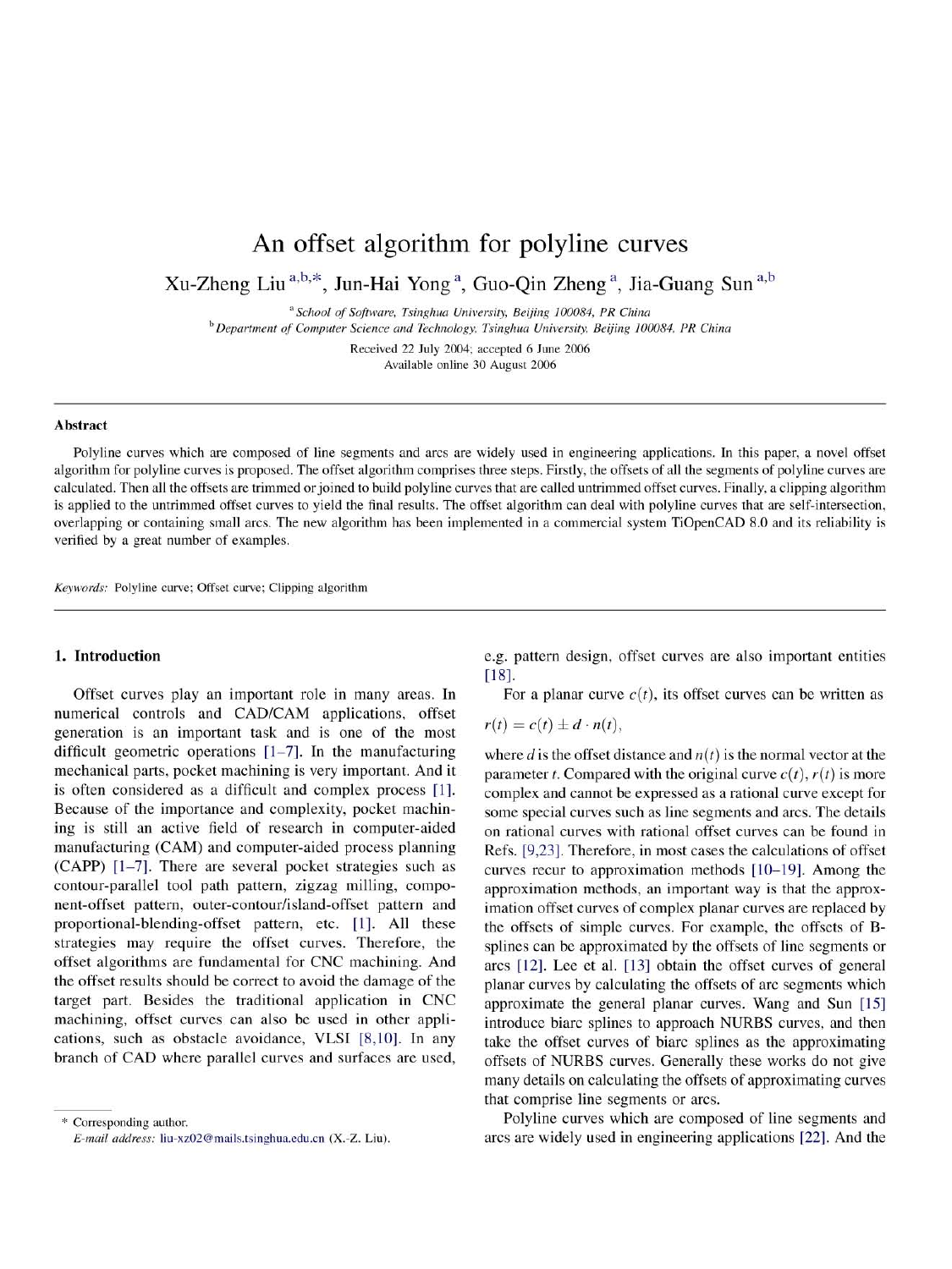# An offset algorithm for polyline curves

Xu-Zheng Liu [a,b,*], Jun-Hai Yong [a], Guo-Qin Zheng [a], Jia-Guang Sun [a,b]

[a] *School of Software, Tsinghua University, Beijing 100084, PR China*

[b] *Department of Computer Science and Technology, Tsinghua University, Beijing 100084, PR China*

Received 22 July 2004; accepted 6 June 2006

Available online 30 August 2006

## Abstract

Polyline curves which are composed of line segments and arcs are widely used in engineering applications. In this paper, a novel offset algorithm for polyline curves is proposed. The offset algorithm comprises three steps. Firstly, the offsets of all the segments of polyline curves are calculated. Then all the offsets are trimmed or joined to build polyline curves that are called untrimmed offset curves. Finally, a clipping algorithm is applied to the untrimmed offset curves to yield the final results. The offset algorithm can deal with polyline curves that are self-intersection, overlapping or containing small arcs. The new algorithm has been implemented in a commercial system TiOpenCAD 8.0 and its reliability is verified by a great number of examples.

*Keywords:* Polyline curve; Offset curve; Clipping algorithm

## 1. Introduction

Offset curves play an important role in many areas. In numerical controls and CAD/CAM applications, offset generation is an important task and is one of the most difficult geometric operations [1–7]. In the manufacturing mechanical parts, pocket machining is very important. And it is often considered as a difficult and complex process [1]. Because of the importance and complexity, pocket machining is still an active field of research in computer-aided manufacturing (CAM) and computer-aided process planning (CAPP) [1–7]. There are several pocket strategies such as contour-parallel tool path pattern, zigzag milling, component-offset pattern, outer-contour/island-offset pattern and proportional-blending-offset pattern, etc. [1]. All these strategies may require the offset curves. Therefore, the offset algorithms are fundamental for CNC machining. And the offset results should be correct to avoid the damage of the target part. Besides the traditional application in CNC machining, offset curves can also be used in other applications, such as obstacle avoidance, VLSI [8,10]. In any branch of CAD where parallel curves and surfaces are used, e.g. pattern design, offset curves are also important entities [18].

For a planar curve $c(t)$, its offset curves can be written as

$$r(t) = c(t) \pm d \cdot n(t),$$

where $d$ is the offset distance and $n(t)$ is the normal vector at the parameter $t$. Compared with the original curve $c(t)$, $r(t)$ is more complex and cannot be expressed as a rational curve except for some special curves such as line segments and arcs. The details on rational curves with rational offset curves can be found in Refs. [9,23]. Therefore, in most cases the calculations of offset curves recur to approximation methods [10–19]. Among the approximation methods, an important way is that the approximation offset curves of complex planar curves are replaced by the offsets of simple curves. For example, the offsets of B-splines can be approximated by the offsets of line segments or arcs [12]. Lee et al. [13] obtain the offset curves of general planar curves by calculating the offsets of arc segments which approximate the general planar curves. Wang and Sun [15] introduce biarc splines to approach NURBS curves, and then take the offset curves of biarc splines as the approximating offsets of NURBS curves. Generally these works do not give many details on calculating the offsets of approximating curves that comprise line segments or arcs.

Polyline curves which are composed of line segments and arcs are widely used in engineering applications [22]. And the

* Corresponding author.
*E-mail address:* liu-xz02@mails.tsinghua.edu.cn (X.-Z. Liu).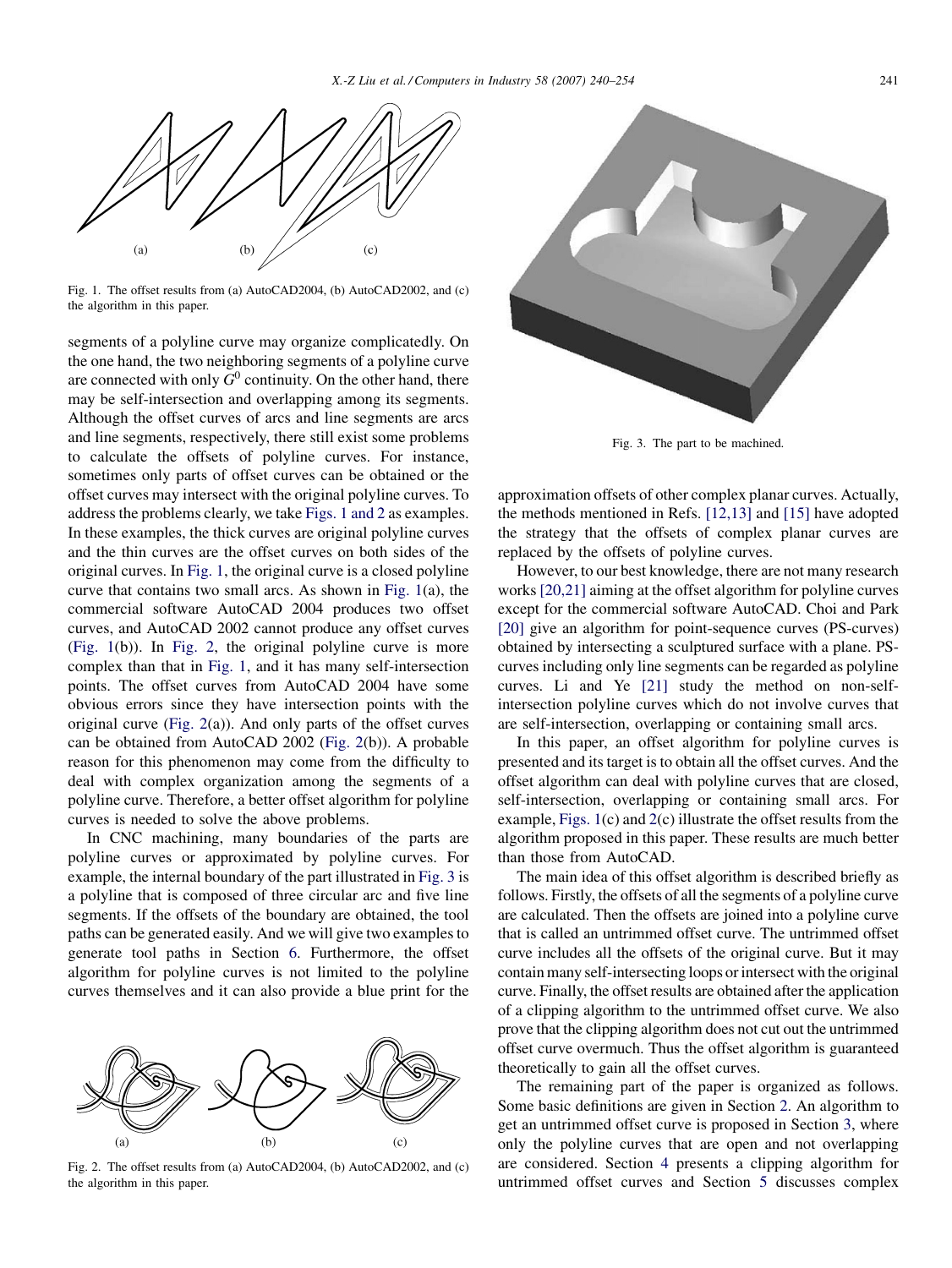Fig. 1. The offset results from (a) AutoCAD2004, (b) AutoCAD2002, and (c) the algorithm in this paper.

segments of a polyline curve may organize complicatedly. On the one hand, the two neighboring segments of a polyline curve are connected with only $G^0$ continuity. On the other hand, there may be self-intersection and overlapping among its segments. Although the offset curves of arcs and line segments are arcs and line segments, respectively, there still exist some problems to calculate the offsets of polyline curves. For instance, sometimes only parts of offset curves can be obtained or the offset curves may intersect with the original polyline curves. To address the problems clearly, we take Figs. 1 and 2 as examples. In these examples, the thick curves are original polyline curves and the thin curves are the offset curves on both sides of the original curves. In Fig. 1, the original curve is a closed polyline curve that contains two small arcs. As shown in Fig. 1(a), the commercial software AutoCAD 2004 produces two offset curves, and AutoCAD 2002 cannot produce any offset curves (Fig. 1(b)). In Fig. 2, the original polyline curve is more complex than that in Fig. 1, and it has many self-intersection points. The offset curves from AutoCAD 2004 have some obvious errors since they have intersection points with the original curve (Fig. 2(a)). And only parts of the offset curves can be obtained from AutoCAD 2002 (Fig. 2(b)). A probable reason for this phenomenon may come from the difficulty to deal with complex organization among the segments of a polyline curve. Therefore, a better offset algorithm for polyline curves is needed to solve the above problems.

In CNC machining, many boundaries of the parts are polyline curves or approximated by polyline curves. For example, the internal boundary of the part illustrated in Fig. 3 is a polyline that is composed of three circular arc and five line segments. If the offsets of the boundary are obtained, the tool paths can be generated easily. And we will give two examples to generate tool paths in Section 6. Furthermore, the offset algorithm for polyline curves is not limited to the polyline curves themselves and it can also provide a blue print for the approximation offsets of other complex planar curves. Actually, the methods mentioned in Refs. [12,13] and [15] have adopted the strategy that the offsets of complex planar curves are replaced by the offsets of polyline curves.

Fig. 2. The offset results from (a) AutoCAD2004, (b) AutoCAD2002, and (c) the algorithm in this paper.

Fig. 3. The part to be machined.

However, to our best knowledge, there are not many research works [20,21] aiming at the offset algorithm for polyline curves except for the commercial software AutoCAD. Choi and Park [20] give an algorithm for point-sequence curves (PS-curves) obtained by intersecting a sculptured surface with a plane. PS-curves including only line segments can be regarded as polyline curves. Li and Ye [21] study the method on non-self-intersection polyline curves which do not involve curves that are self-intersection, overlapping or containing small arcs.

In this paper, an offset algorithm for polyline curves is presented and its target is to obtain all the offset curves. And the offset algorithm can deal with polyline curves that are closed, self-intersection, overlapping or containing small arcs. For example, Figs. 1(c) and 2(c) illustrate the offset results from the algorithm proposed in this paper. These results are much better than those from AutoCAD.

The main idea of this offset algorithm is described briefly as follows. Firstly, the offsets of all the segments of a polyline curve are calculated. Then the offsets are joined into a polyline curve that is called an untrimmed offset curve. The untrimmed offset curve includes all the offsets of the original curve. But it may contain many self-intersecting loops or intersect with the original curve. Finally, the offset results are obtained after the application of a clipping algorithm to the untrimmed offset curve. We also prove that the clipping algorithm does not cut out the untrimmed offset curve overmuch. Thus the offset algorithm is guaranteed theoretically to gain all the offset curves.

The remaining part of the paper is organized as follows. Some basic definitions are given in Section 2. An algorithm to get an untrimmed offset curve is proposed in Section 3, where only the polyline curves that are open and not overlapping are considered. Section 4 presents a clipping algorithm for untrimmed offset curves and Section 5 discusses complex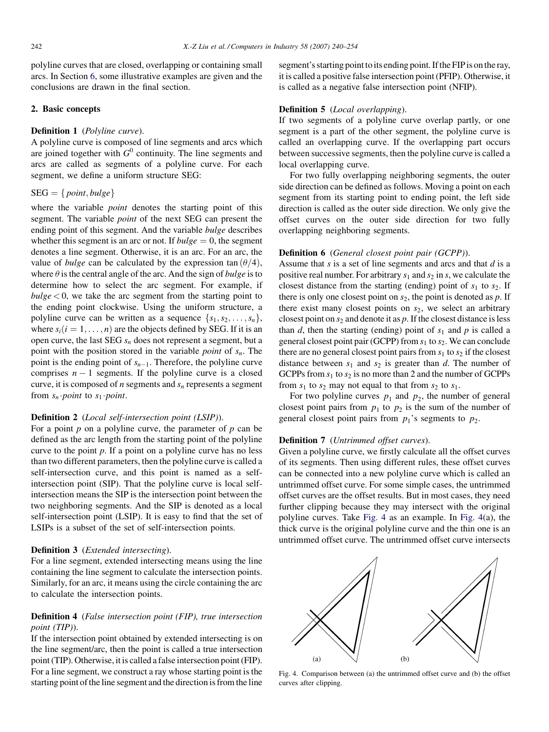polyline curves that are closed, overlapping or containing small arcs. In Section 6, some illustrative examples are given and the conclusions are drawn in the final section.

## 2. Basic concepts

**Definition 1** (*Polyline curve*).

A polyline curve is composed of line segments and arcs which are joined together with $G^0$ continuity. The line segments and arcs are called as segments of a polyline curve. For each segment, we define a uniform structure SEG:

$$\mathrm{SEG} = \{\,point, bulge\}$$

where the variable *point* denotes the starting point of this segment. The variable *point* of the next SEG can present the ending point of this segment. And the variable *bulge* describes whether this segment is an arc or not. If $bulge = 0$, the segment denotes a line segment. Otherwise, it is an arc. For an arc, the value of *bulge* can be calculated by the expression $\tan(\theta/4)$, where $\theta$ is the central angle of the arc. And the sign of *bulge* is to determine how to select the arc segment. For example, if $bulge < 0$, we take the arc segment from the starting point to the ending point clockwise. Using the uniform structure, a polyline curve can be written as a sequence $\{s_1, s_2, \ldots, s_n\}$, where $s_i (i = 1, \ldots, n)$ are the objects defined by SEG. If it is an open curve, the last SEG $s_n$ does not represent a segment, but a point with the position stored in the variable *point* of $s_n$. The point is the ending point of $s_{n-1}$. Therefore, the polyline curve comprises $n-1$ segments. If the polyline curve is a closed curve, it is composed of $n$ segments and $s_n$ represents a segment from $s_n \cdot point$ to $s_1 \cdot point$.

**Definition 2** (*Local self-intersection point (LSIP)*).

For a point $p$ on a polyline curve, the parameter of $p$ can be defined as the arc length from the starting point of the polyline curve to the point $p$. If a point on a polyline curve has no less than two different parameters, then the polyline curve is called a self-intersection curve, and this point is named as a self-intersection point (SIP). That the polyline curve is local self-intersection means the SIP is the intersection point between the two neighboring segments. And the SIP is denoted as a local self-intersection point (LSIP). It is easy to find that the set of LSIPs is a subset of the set of self-intersection points.

**Definition 3** (*Extended intersecting*).

For a line segment, extended intersecting means using the line containing the line segment to calculate the intersection points. Similarly, for an arc, it means using the circle containing the arc to calculate the intersection points.

**Definition 4** (*False intersection point (FIP), true intersection point (TIP)*).

If the intersection point obtained by extended intersecting is on the line segment/arc, then the point is called a true intersection point (TIP). Otherwise, it is called a false intersection point (FIP). For a line segment, we construct a ray whose starting point is the starting point of the line segment and the direction is from the line segment's starting point to its ending point. If the FIP is on the ray, it is called a positive false intersection point (PFIP). Otherwise, it is called as a negative false intersection point (NFIP).

**Definition 5** (*Local overlapping*).

If two segments of a polyline curve overlap partly, or one segment is a part of the other segment, the polyline curve is called an overlapping curve. If the overlapping part occurs between successive segments, then the polyline curve is called a local overlapping curve.

For two fully overlapping neighboring segments, the outer side direction can be defined as follows. Moving a point on each segment from its starting point to ending point, the left side direction is called as the outer side direction. We only give the offset curves on the outer side direction for two fully overlapping neighboring segments.

**Definition 6** (*General closest point pair (GCPP)*).

Assume that $s$ is a set of line segments and arcs and that $d$ is a positive real number. For arbitrary $s_1$ and $s_2$ in $s$, we calculate the closest distance from the starting (ending) point of $s_1$ to $s_2$. If there is only one closest point on $s_2$, the point is denoted as $p$. If there exist many closest points on $s_2$, we select an arbitrary closest point on $s_2$ and denote it as $p$. If the closest distance is less than $d$, then the starting (ending) point of $s_1$ and $p$ is called a general closest point pair (GCPP) from $s_1$ to $s_2$. We can conclude there are no general closest point pairs from $s_1$ to $s_2$ if the closest distance between $s_1$ and $s_2$ is greater than $d$. The number of GCPPs from $s_1$ to $s_2$ is no more than 2 and the number of GCPPs from $s_1$ to $s_2$ may not equal to that from $s_2$ to $s_1$.

For two polyline curves $p_1$ and $p_2$, the number of general closest point pairs from $p_1$ to $p_2$ is the sum of the number of general closest point pairs from $p_1$'s segments to $p_2$.

**Definition 7** (*Untrimmed offset curves*).

Given a polyline curve, we firstly calculate all the offset curves of its segments. Then using different rules, these offset curves can be connected into a new polyline curve which is called an untrimmed offset curve. For some simple cases, the untrimmed offset curves are the offset results. But in most cases, they need further clipping because they may intersect with the original polyline curves. Take Fig. 4 as an example. In Fig. 4(a), the thick curve is the original polyline curve and the thin one is an untrimmed offset curve. The untrimmed offset curve intersects

Fig. 4. Comparison between (a) the untrimmed offset curve and (b) the offset curves after clipping.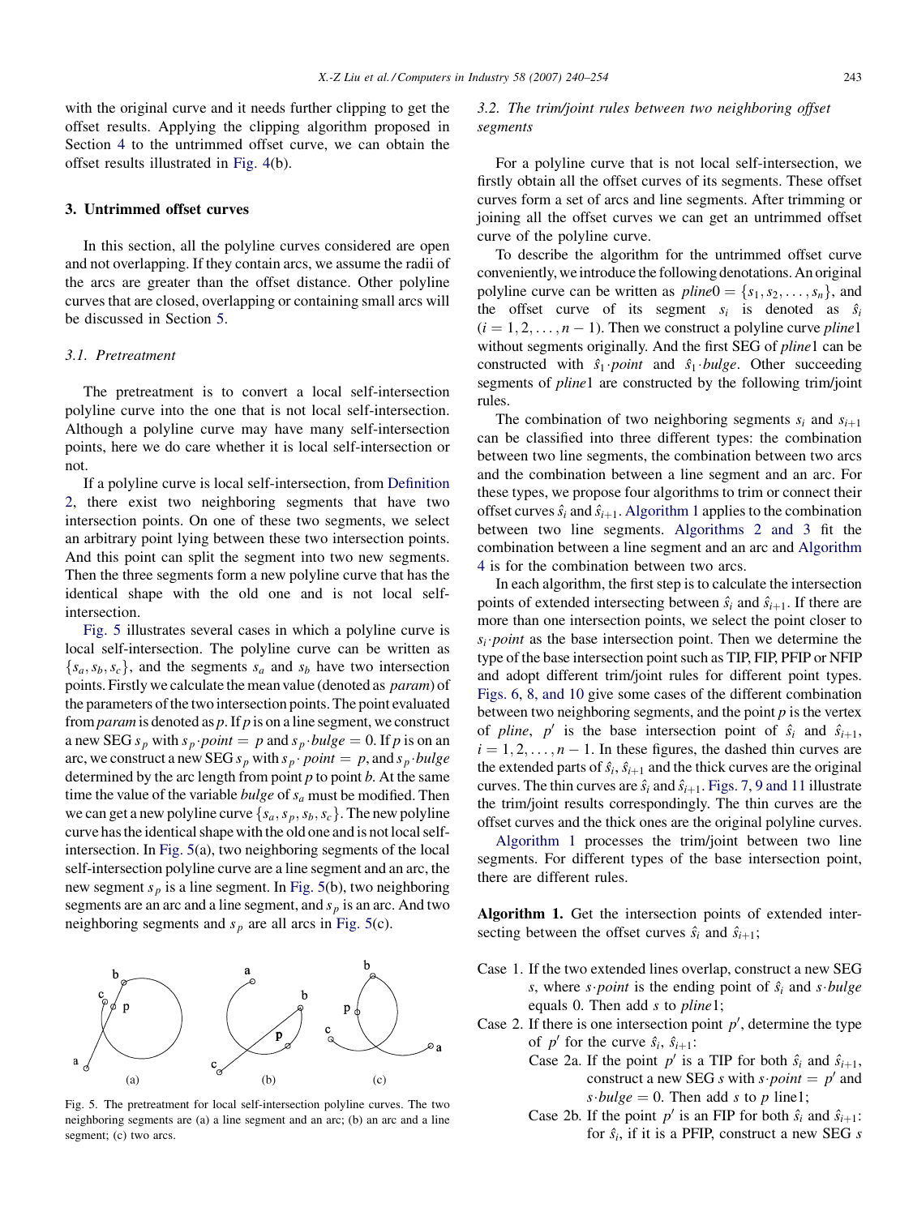with the original curve and it needs further clipping to get the offset results. Applying the clipping algorithm proposed in Section 4 to the untrimmed offset curve, we can obtain the offset results illustrated in Fig. 4(b).

## 3. Untrimmed offset curves

In this section, all the polyline curves considered are open and not overlapping. If they contain arcs, we assume the radii of the arcs are greater than the offset distance. Other polyline curves that are closed, overlapping or containing small arcs will be discussed in Section 5.

### 3.1. Pretreatment

The pretreatment is to convert a local self-intersection polyline curve into the one that is not local self-intersection. Although a polyline curve may have many self-intersection points, here we do care whether it is local self-intersection or not.

If a polyline curve is local self-intersection, from Definition 2, there exist two neighboring segments that have two intersection points. On one of these two segments, we select an arbitrary point lying between these two intersection points. And this point can split the segment into two new segments. Then the three segments form a new polyline curve that has the identical shape with the old one and is not local self-intersection.

Fig. 5 illustrates several cases in which a polyline curve is local self-intersection. The polyline curve can be written as $\{s_a, s_b, s_c\}$, and the segments $s_a$ and $s_b$ have two intersection points. Firstly we calculate the mean value (denoted as *param*) of the parameters of the two intersection points. The point evaluated from *param* is denoted as $p$. If $p$ is on a line segment, we construct a new SEG $s_p$ with $s_p \cdot point = p$ and $s_p \cdot bulge = 0$. If $p$ is on an arc, we construct a new SEG $s_p$ with $s_p \cdot point = p$, and $s_p \cdot bulge$ determined by the arc length from point $p$ to point $b$. At the same time the value of the variable *bulge* of $s_a$ must be modified. Then we can get a new polyline curve $\{s_a, s_p, s_b, s_c\}$. The new polyline curve has the identical shape with the old one and is not local self-intersection. In Fig. 5(a), two neighboring segments of the local self-intersection polyline curve are a line segment and an arc, the new segment $s_p$ is a line segment. In Fig. 5(b), two neighboring segments are an arc and a line segment, and $s_p$ is an arc. And two neighboring segments and $s_p$ are all arcs in Fig. 5(c).

Fig. 5. The pretreatment for local self-intersection polyline curves. The two neighboring segments are (a) a line segment and an arc; (b) an arc and a line segment; (c) two arcs.

### 3.2. The trim/joint rules between two neighboring offset segments

For a polyline curve that is not local self-intersection, we firstly obtain all the offset curves of its segments. These offset curves form a set of arcs and line segments. After trimming or joining all the offset curves we can get an untrimmed offset curve of the polyline curve.

To describe the algorithm for the untrimmed offset curve conveniently, we introduce the following denotations. An original polyline curve can be written as $pline0 = \{s_1, s_2, \ldots, s_n\}$, and the offset curve of its segment $s_i$ is denoted as $\hat{s}_i$ $(i = 1, 2, \ldots, n-1)$. Then we construct a polyline curve *pline*1 without segments originally. And the first SEG of *pline*1 can be constructed with $\hat{s}_1 \cdot point$ and $\hat{s}_1 \cdot bulge$. Other succeeding segments of *pline*1 are constructed by the following trim/joint rules.

The combination of two neighboring segments $s_i$ and $s_{i+1}$ can be classified into three different types: the combination between two line segments, the combination between two arcs and the combination between a line segment and an arc. For these types, we propose four algorithms to trim or connect their offset curves $\hat{s}_i$ and $\hat{s}_{i+1}$. Algorithm 1 applies to the combination between two line segments. Algorithms 2 and 3 fit the combination between a line segment and an arc and Algorithm 4 is for the combination between two arcs.

In each algorithm, the first step is to calculate the intersection points of extended intersecting between $\hat{s}_i$ and $\hat{s}_{i+1}$. If there are more than one intersection points, we select the point closer to $s_i \cdot point$ as the base intersection point. Then we determine the type of the base intersection point such as TIP, FIP, PFIP or NFIP and adopt different trim/joint rules for different point types. Figs. 6, 8, and 10 give some cases of the different combination between two neighboring segments, and the point $p$ is the vertex of *pline*, $p'$ is the base intersection point of $\hat{s}_i$ and $\hat{s}_{i+1}$, $i = 1, 2, \ldots, n-1$. In these figures, the dashed thin curves are the extended parts of $\hat{s}_i$, $\hat{s}_{i+1}$ and the thick curves are the original curves. The thin curves are $\hat{s}_i$ and $\hat{s}_{i+1}$. Figs. 7, 9 and 11 illustrate the trim/joint results correspondingly. The thin curves are the offset curves and the thick ones are the original polyline curves.

Algorithm 1 processes the trim/joint between two line segments. For different types of the base intersection point, there are different rules.

**Algorithm 1.** Get the intersection points of extended intersecting between the offset curves $\hat{s}_i$ and $\hat{s}_{i+1}$;

- Case 1. If the two extended lines overlap, construct a new SEG $s$, where $s \cdot point$ is the ending point of $\hat{s}_i$ and $s \cdot bulge$ equals 0. Then add $s$ to *pline*1;
- Case 2. If there is one intersection point $p'$, determine the type of $p'$ for the curve $\hat{s}_i$, $\hat{s}_{i+1}$:
  - Case 2a. If the point $p'$ is a TIP for both $\hat{s}_i$ and $\hat{s}_{i+1}$, construct a new SEG $s$ with $s \cdot point = p'$ and $s \cdot bulge = 0$. Then add $s$ to $p$ line1;
  - Case 2b. If the point $p'$ is an FIP for both $\hat{s}_i$ and $\hat{s}_{i+1}$: for $\hat{s}_i$, if it is a PFIP, construct a new SEG $s$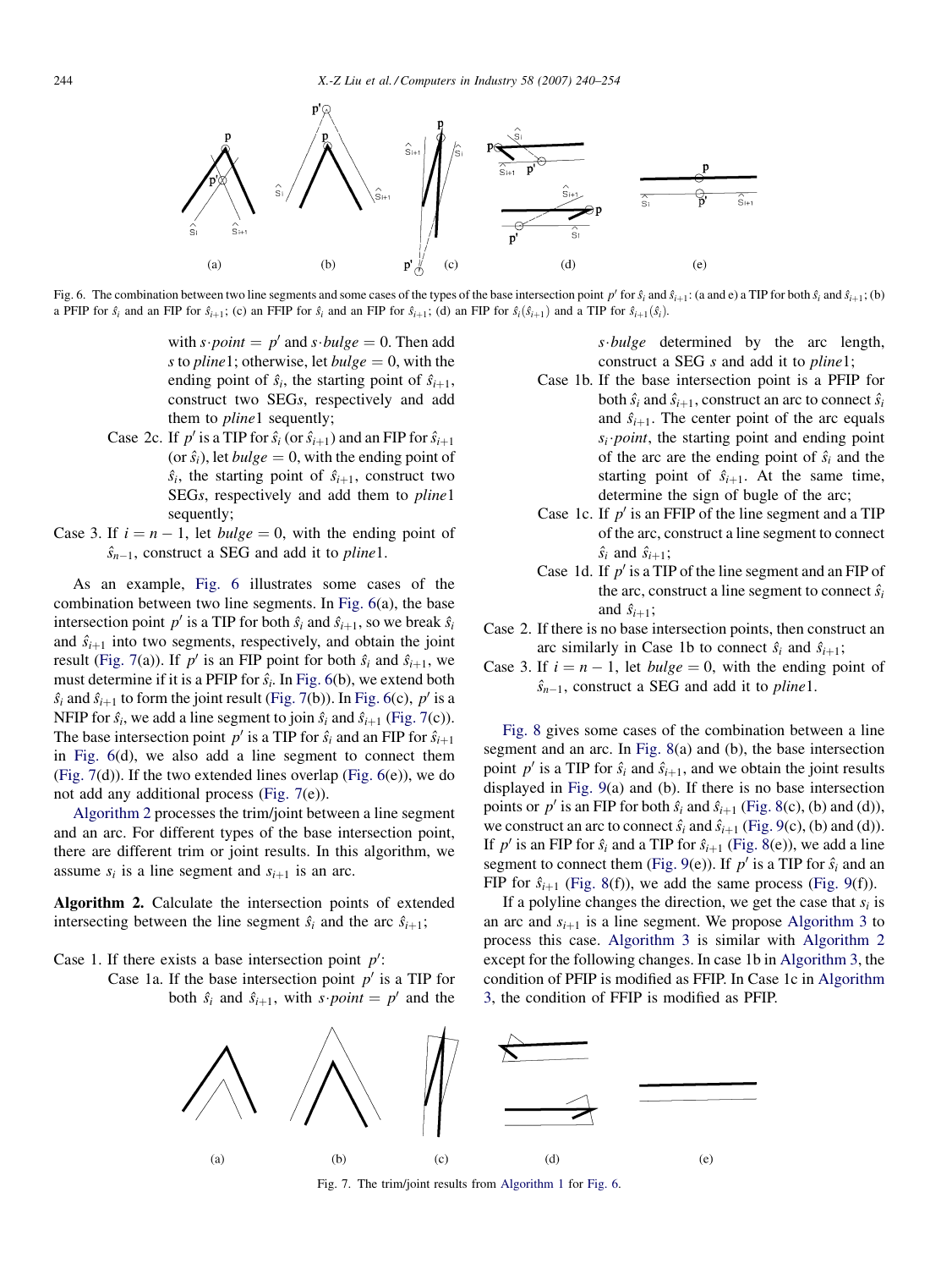Fig. 6. The combination between two line segments and some cases of the types of the base intersection point $p'$ for $\hat{s}_i$ and $\hat{s}_{i+1}$: (a and e) a TIP for both $\hat{s}_i$ and $\hat{s}_{i+1}$; (b) a PFIP for $\hat{s}_i$ and an FIP for $\hat{s}_{i+1}$; (c) an FFIP for $\hat{s}_i$ and an FIP for $\hat{s}_{i+1}$; (d) an FIP for $\hat{s}_i(\hat{s}_{i+1})$ and a TIP for $\hat{s}_{i+1}(\hat{s}_i)$.

with $s{\cdot}point = p'$ and $s{\cdot}bulge = 0$. Then add $s$ to *pline*1; otherwise, let $bulge = 0$, with the ending point of $\hat{s}_i$, the starting point of $\hat{s}_{i+1}$, construct two SEG*s*, respectively and add them to *pline*1 sequently;

Case 2c. If $p'$ is a TIP for $\hat{s}_i$ (or $\hat{s}_{i+1}$) and an FIP for $\hat{s}_{i+1}$ (or $\hat{s}_i$), let $bulge = 0$, with the ending point of $\hat{s}_i$, the starting point of $\hat{s}_{i+1}$, construct two SEG*s*, respectively and add them to *pline*1 sequently;

Case 3. If $i = n - 1$, let $bulge = 0$, with the ending point of $\hat{s}_{n-1}$, construct a SEG and add it to *pline*1.

As an example, Fig. 6 illustrates some cases of the combination between two line segments. In Fig. 6(a), the base intersection point $p'$ is a TIP for both $\hat{s}_i$ and $\hat{s}_{i+1}$, so we break $\hat{s}_i$ and $\hat{s}_{i+1}$ into two segments, respectively, and obtain the joint result (Fig. 7(a)). If $p'$ is an FIP point for both $\hat{s}_i$ and $\hat{s}_{i+1}$, we must determine if it is a PFIP for $\hat{s}_i$. In Fig. 6(b), we extend both $\hat{s}_i$ and $\hat{s}_{i+1}$ to form the joint result (Fig. 7(b)). In Fig. 6(c), $p'$ is a NFIP for $\hat{s}_i$, we add a line segment to join $\hat{s}_i$ and $\hat{s}_{i+1}$ (Fig. 7(c)). The base intersection point $p'$ is a TIP for $\hat{s}_i$ and an FIP for $\hat{s}_{i+1}$ in Fig. 6(d), we also add a line segment to connect them (Fig. 7(d)). If the two extended lines overlap (Fig. 6(e)), we do not add any additional process (Fig. 7(e)).

Algorithm 2 processes the trim/joint between a line segment and an arc. For different types of the base intersection point, there are different trim or joint results. In this algorithm, we assume $s_i$ is a line segment and $s_{i+1}$ is an arc.

**Algorithm 2.** Calculate the intersection points of extended intersecting between the line segment $\hat{s}_i$ and the arc $\hat{s}_{i+1}$;

Case 1. If there exists a base intersection point $p'$:

Case 1a. If the base intersection point $p'$ is a TIP for both $\hat{s}_i$ and $\hat{s}_{i+1}$, with $s{\cdot}point = p'$ and the $s{\cdot}bulge$ determined by the arc length, construct a SEG $s$ and add it to *pline*1;

Case 1b. If the base intersection point is a PFIP for both $\hat{s}_i$ and $\hat{s}_{i+1}$, construct an arc to connect $\hat{s}_i$ and $\hat{s}_{i+1}$. The center point of the arc equals $s_i{\cdot}point$, the starting point and ending point of the arc are the ending point of $\hat{s}_i$ and the starting point of $\hat{s}_{i+1}$. At the same time, determine the sign of bugle of the arc;

Case 1c. If $p'$ is an FFIP of the line segment and a TIP of the arc, construct a line segment to connect $\hat{s}_i$ and $\hat{s}_{i+1}$;

Case 1d. If $p'$ is a TIP of the line segment and an FIP of the arc, construct a line segment to connect $\hat{s}_i$ and $\hat{s}_{i+1}$;

Case 2. If there is no base intersection points, then construct an arc similarly in Case 1b to connect $\hat{s}_i$ and $\hat{s}_{i+1}$;

Case 3. If $i = n - 1$, let $bulge = 0$, with the ending point of $\hat{s}_{n-1}$, construct a SEG and add it to *pline*1.

Fig. 8 gives some cases of the combination between a line segment and an arc. In Fig. 8(a) and (b), the base intersection point $p'$ is a TIP for $\hat{s}_i$ and $\hat{s}_{i+1}$, and we obtain the joint results displayed in Fig. 9(a) and (b). If there is no base intersection points or $p'$ is an FIP for both $\hat{s}_i$ and $\hat{s}_{i+1}$ (Fig. 8(c), (b) and (d)), we construct an arc to connect $\hat{s}_i$ and $\hat{s}_{i+1}$ (Fig. 9(c), (b) and (d)). If $p'$ is an FIP for $\hat{s}_i$ and a TIP for $\hat{s}_{i+1}$ (Fig. 8(e)), we add a line segment to connect them (Fig. 9(e)). If $p'$ is a TIP for $\hat{s}_i$ and an FIP for $\hat{s}_{i+1}$ (Fig. 8(f)), we add the same process (Fig. 9(f)).

If a polyline changes the direction, we get the case that $s_i$ is an arc and $s_{i+1}$ is a line segment. We propose Algorithm 3 to process this case. Algorithm 3 is similar with Algorithm 2 except for the following changes. In case 1b in Algorithm 3, the condition of PFIP is modified as FFIP. In Case 1c in Algorithm 3, the condition of FFIP is modified as PFIP.

Fig. 7. The trim/joint results from Algorithm 1 for Fig. 6.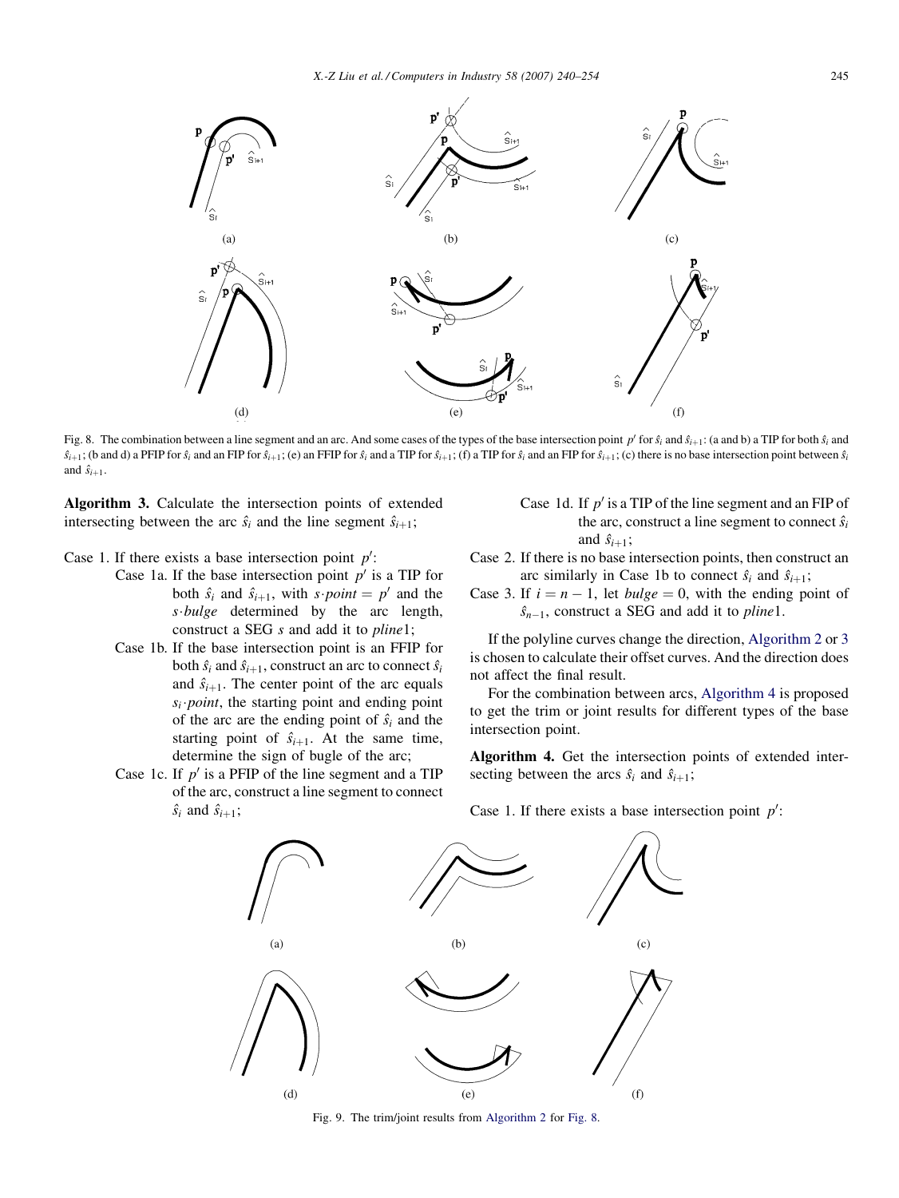Fig. 8. The combination between a line segment and an arc. And some cases of the types of the base intersection point $p'$ for $\hat{s}_i$ and $\hat{s}_{i+1}$: (a and b) a TIP for both $\hat{s}_i$ and $\hat{s}_{i+1}$; (b and d) a PFIP for $\hat{s}_i$ and an FIP for $\hat{s}_{i+1}$; (e) an FFIP for $\hat{s}_i$ and a TIP for $\hat{s}_{i+1}$; (f) a TIP for $\hat{s}_i$ and an FIP for $\hat{s}_{i+1}$; (c) there is no base intersection point between $\hat{s}_i$ and $\hat{s}_{i+1}$.

**Algorithm 3.** Calculate the intersection points of extended intersecting between the arc $\hat{s}_i$ and the line segment $\hat{s}_{i+1}$;

Case 1. If there exists a base intersection point $p'$:

- Case 1a. If the base intersection point $p'$ is a TIP for both $\hat{s}_i$ and $\hat{s}_{i+1}$, with $s{\cdot}point = p'$ and the $s{\cdot}bulge$ determined by the arc length, construct a SEG $s$ and add it to *pline*1;
- Case 1b. If the base intersection point is an FFIP for both $\hat{s}_i$ and $\hat{s}_{i+1}$, construct an arc to connect $\hat{s}_i$ and $\hat{s}_{i+1}$. The center point of the arc equals $s_i{\cdot}point$, the starting point and ending point of the arc are the ending point of $\hat{s}_i$ and the starting point of $\hat{s}_{i+1}$. At the same time, determine the sign of bugle of the arc;
- Case 1c. If $p'$ is a PFIP of the line segment and a TIP of the arc, construct a line segment to connect $\hat{s}_i$ and $\hat{s}_{i+1}$;
- Case 1d. If $p'$ is a TIP of the line segment and an FIP of the arc, construct a line segment to connect $\hat{s}_i$ and $\hat{s}_{i+1}$;

Case 2. If there is no base intersection points, then construct an arc similarly in Case 1b to connect $\hat{s}_i$ and $\hat{s}_{i+1}$;

Case 3. If $i = n - 1$, let $bulge = 0$, with the ending point of $\hat{s}_{n-1}$, construct a SEG and add it to *pline*1.

If the polyline curves change the direction, Algorithm 2 or 3 is chosen to calculate their offset curves. And the direction does not affect the final result.

For the combination between arcs, Algorithm 4 is proposed to get the trim or joint results for different types of the base intersection point.

**Algorithm 4.** Get the intersection points of extended intersecting between the arcs $\hat{s}_i$ and $\hat{s}_{i+1}$;

Case 1. If there exists a base intersection point $p'$:

Fig. 9. The trim/joint results from Algorithm 2 for Fig. 8.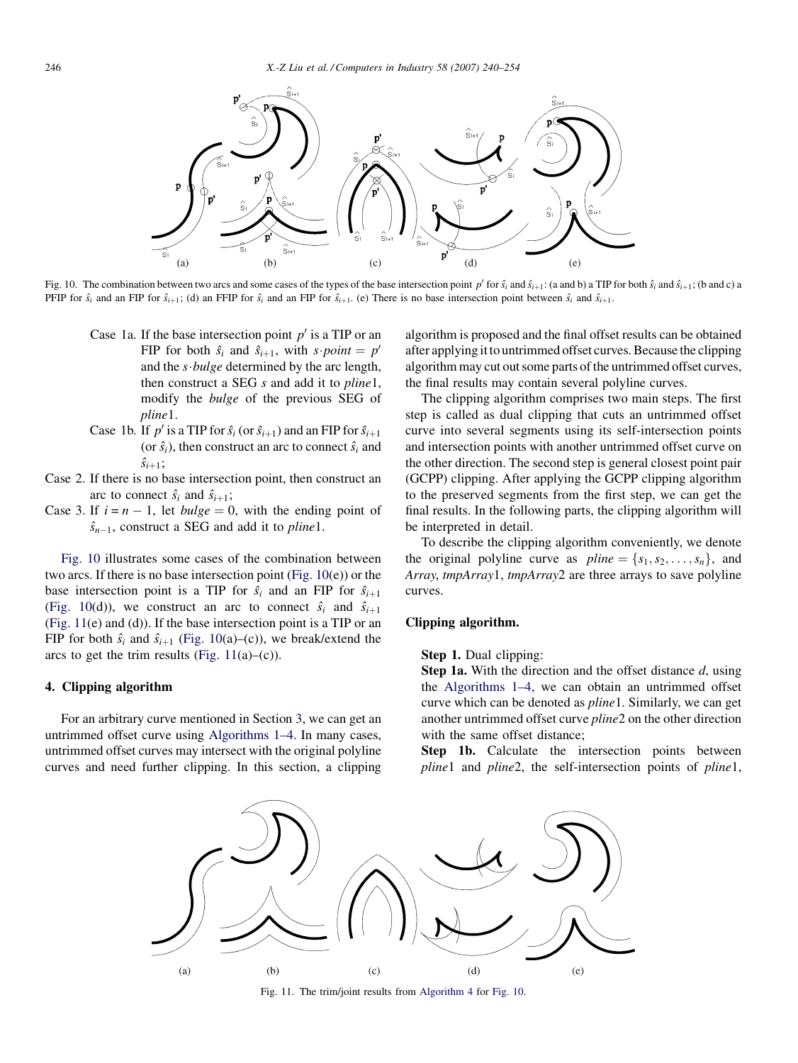Fig. 10. The combination between two arcs and some cases of the types of the base intersection point $p'$ for $\hat{s}_i$ and $\hat{s}_{i+1}$: (a and b) a TIP for both $\hat{s}_i$ and $\hat{s}_{i+1}$; (b and c) a PFIP for $\hat{s}_i$ and an FIP for $\hat{s}_{i+1}$; (d) an FFIP for $\hat{s}_i$ and an FIP for $\hat{s}_{i+1}$. (e) There is no base intersection point between $\hat{s}_i$ and $\hat{s}_{i+1}$.

Case 1a. If the base intersection point $p'$ is a TIP or an FIP for both $\hat{s}_i$ and $\hat{s}_{i+1}$, with $s{\cdot}point = p'$ and the $s{\cdot}bulge$ determined by the arc length, then construct a SEG $s$ and add it to *pline*1, modify the *bulge* of the previous SEG of *pline*1.

Case 1b. If $p'$ is a TIP for $\hat{s}_i$ (or $\hat{s}_{i+1}$) and an FIP for $\hat{s}_{i+1}$ (or $\hat{s}_i$), then construct an arc to connect $\hat{s}_i$ and $\hat{s}_{i+1}$;

Case 2. If there is no base intersection point, then construct an arc to connect $\hat{s}_i$ and $\hat{s}_{i+1}$;

Case 3. If $i = n - 1$, let $bulge = 0$, with the ending point of $\hat{s}_{n-1}$, construct a SEG and add it to *pline*1.

Fig. 10 illustrates some cases of the combination between two arcs. If there is no base intersection point (Fig. 10(e)) or the base intersection point is a TIP for $\hat{s}_i$ and an FIP for $\hat{s}_{i+1}$ (Fig. 10(d)), we construct an arc to connect $\hat{s}_i$ and $\hat{s}_{i+1}$ (Fig. 11(e) and (d)). If the base intersection point is a TIP or an FIP for both $\hat{s}_i$ and $\hat{s}_{i+1}$ (Fig. 10(a)–(c)), we break/extend the arcs to get the trim results (Fig. 11(a)–(c)).

## 4. Clipping algorithm

For an arbitrary curve mentioned in Section 3, we can get an untrimmed offset curve using Algorithms 1–4. In many cases, untrimmed offset curves may intersect with the original polyline curves and need further clipping. In this section, a clipping algorithm is proposed and the final offset results can be obtained after applying it to untrimmed offset curves. Because the clipping algorithm may cut out some parts of the untrimmed offset curves, the final results may contain several polyline curves.

The clipping algorithm comprises two main steps. The first step is called as dual clipping that cuts an untrimmed offset curve into several segments using its self-intersection points and intersection points with another untrimmed offset curve on the other direction. The second step is general closest point pair (GCPP) clipping. After applying the GCPP clipping algorithm to the preserved segments from the first step, we can get the final results. In the following parts, the clipping algorithm will be interpreted in detail.

To describe the clipping algorithm conveniently, we denote the original polyline curve as $pline = \{s_1, s_2, \ldots, s_n\}$, and *Array*, *tmpArray*1, *tmpArray*2 are three arrays to save polyline curves.

**Clipping algorithm.**

**Step 1.** Dual clipping:

**Step 1a.** With the direction and the offset distance $d$, using the Algorithms 1–4, we can obtain an untrimmed offset curve which can be denoted as *pline*1. Similarly, we can get another untrimmed offset curve *pline*2 on the other direction with the same offset distance;

**Step 1b.** Calculate the intersection points between *pline*1 and *pline*2, the self-intersection points of *pline*1,

Fig. 11. The trim/joint results from Algorithm 4 for Fig. 10.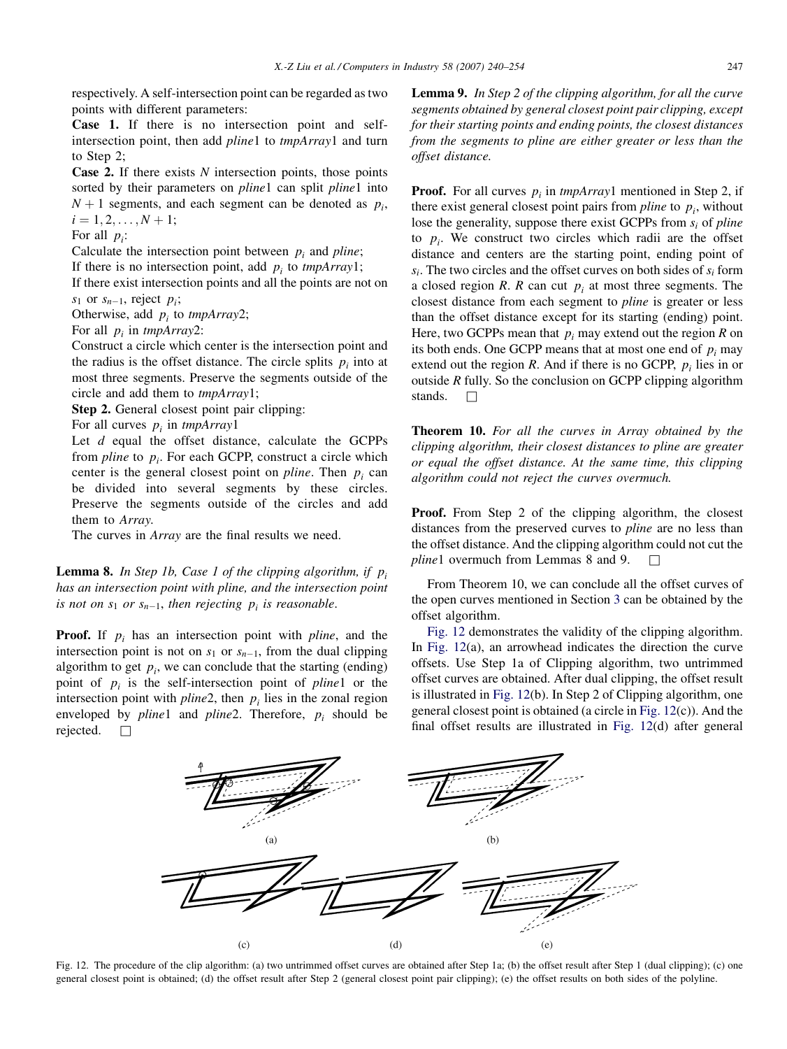respectively. A self-intersection point can be regarded as two points with different parameters:

**Case 1.** If there is no intersection point and self-intersection point, then add *pline*1 to *tmpArray*1 and turn to Step 2;

**Case 2.** If there exists $N$ intersection points, those points sorted by their parameters on *pline*1 can split *pline*1 into $N + 1$ segments, and each segment can be denoted as $p_i$, $i = 1, 2, \ldots, N + 1$;

For all $p_i$:

Calculate the intersection point between $p_i$ and *pline*;

If there is no intersection point, add $p_i$ to *tmpArray*1;

If there exist intersection points and all the points are not on $s_1$ or $s_{n-1}$, reject $p_i$;

Otherwise, add $p_i$ to *tmpArray*2;

For all $p_i$ in *tmpArray*2:

Construct a circle which center is the intersection point and the radius is the offset distance. The circle splits $p_i$ into at most three segments. Preserve the segments outside of the circle and add them to *tmpArray*1;

**Step 2.** General closest point pair clipping:

For all curves $p_i$ in *tmpArray*1

Let $d$ equal the offset distance, calculate the GCPPs from *pline* to $p_i$. For each GCPP, construct a circle which center is the general closest point on *pline*. Then $p_i$ can be divided into several segments by these circles. Preserve the segments outside of the circles and add them to *Array*.

The curves in *Array* are the final results we need.

**Lemma 8.** *In Step 1b, Case 1 of the clipping algorithm, if $p_i$ has an intersection point with pline, and the intersection point is not on $s_1$ or $s_{n-1}$, then rejecting $p_i$ is reasonable.*

**Proof.** If $p_i$ has an intersection point with *pline*, and the intersection point is not on $s_1$ or $s_{n-1}$, from the dual clipping algorithm to get $p_i$, we can conclude that the starting (ending) point of $p_i$ is the self-intersection point of *pline*1 or the intersection point with *pline*2, then $p_i$ lies in the zonal region enveloped by *pline*1 and *pline*2. Therefore, $p_i$ should be rejected. □

**Lemma 9.** *In Step 2 of the clipping algorithm, for all the curve segments obtained by general closest point pair clipping, except for their starting points and ending points, the closest distances from the segments to pline are either greater or less than the offset distance.*

**Proof.** For all curves $p_i$ in *tmpArray*1 mentioned in Step 2, if there exist general closest point pairs from *pline* to $p_i$, without lose the generality, suppose there exist GCPPs from $s_i$ of *pline* to $p_i$. We construct two circles which radii are the offset distance and centers are the starting point, ending point of $s_i$. The two circles and the offset curves on both sides of $s_i$ form a closed region $R$. $R$ can cut $p_i$ at most three segments. The closest distance from each segment to *pline* is greater or less than the offset distance except for its starting (ending) point. Here, two GCPPs mean that $p_i$ may extend out the region $R$ on its both ends. One GCPP means that at most one end of $p_i$ may extend out the region $R$. And if there is no GCPP, $p_i$ lies in or outside $R$ fully. So the conclusion on GCPP clipping algorithm stands. □

**Theorem 10.** *For all the curves in Array obtained by the clipping algorithm, their closest distances to pline are greater or equal the offset distance. At the same time, this clipping algorithm could not reject the curves overmuch.*

**Proof.** From Step 2 of the clipping algorithm, the closest distances from the preserved curves to *pline* are no less than the offset distance. And the clipping algorithm could not cut the *pline*1 overmuch from Lemmas 8 and 9. □

From Theorem 10, we can conclude all the offset curves of the open curves mentioned in Section 3 can be obtained by the offset algorithm.

Fig. 12 demonstrates the validity of the clipping algorithm. In Fig. 12(a), an arrowhead indicates the direction the curve offsets. Use Step 1a of Clipping algorithm, two untrimmed offset curves are obtained. After dual clipping, the offset result is illustrated in Fig. 12(b). In Step 2 of Clipping algorithm, one general closest point is obtained (a circle in Fig. 12(c)). And the final offset results are illustrated in Fig. 12(d) after general

Fig. 12. The procedure of the clip algorithm: (a) two untrimmed offset curves are obtained after Step 1a; (b) the offset result after Step 1 (dual clipping); (c) one general closest point is obtained; (d) the offset result after Step 2 (general closest point pair clipping); (e) the offset results on both sides of the polyline.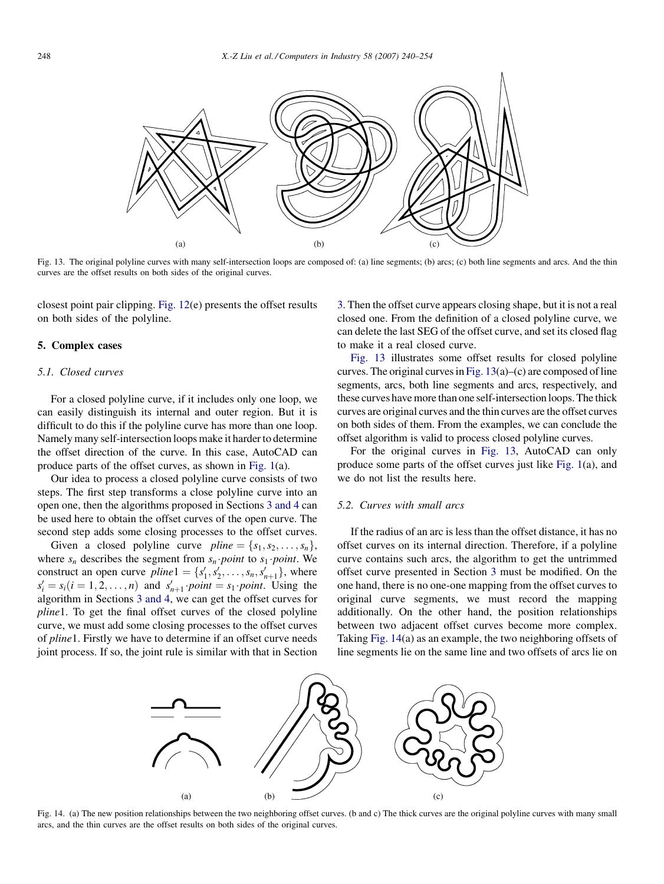Fig. 13. The original polyline curves with many self-intersection loops are composed of: (a) line segments; (b) arcs; (c) both line segments and arcs. And the thin curves are the offset results on both sides of the original curves.

closest point pair clipping. Fig. 12(e) presents the offset results on both sides of the polyline.

## 5. Complex cases

### 5.1. Closed curves

For a closed polyline curve, if it includes only one loop, we can easily distinguish its internal and outer region. But it is difficult to do this if the polyline curve has more than one loop. Namely many self-intersection loops make it harder to determine the offset direction of the curve. In this case, AutoCAD can produce parts of the offset curves, as shown in Fig. 1(a).

Our idea to process a closed polyline curve consists of two steps. The first step transforms a close polyline curve into an open one, then the algorithms proposed in Sections 3 and 4 can be used here to obtain the offset curves of the open curve. The second step adds some closing processes to the offset curves.

Given a closed polyline curve $pline = \{s_1, s_2, \ldots, s_n\}$, where $s_n$ describes the segment from $s_n \cdot point$ to $s_1 \cdot point$. We construct an open curve $pline1 = \{s'_1, s'_2, \ldots, s_n, s'_{n+1}\}$, where $s'_i = s_i (i = 1, 2, \ldots, n)$ and $s'_{n+1} \cdot point = s_1 \cdot point$. Using the algorithm in Sections 3 and 4, we can get the offset curves for *pline*1. To get the final offset curves of the closed polyline curve, we must add some closing processes to the offset curves of *pline*1. Firstly we have to determine if an offset curve needs joint process. If so, the joint rule is similar with that in Section 3. Then the offset curve appears closing shape, but it is not a real closed one. From the definition of a closed polyline curve, we can delete the last SEG of the offset curve, and set its closed flag to make it a real closed curve.

Fig. 13 illustrates some offset results for closed polyline curves. The original curves in Fig. 13(a)–(c) are composed of line segments, arcs, both line segments and arcs, respectively, and these curves have more than one self-intersection loops. The thick curves are original curves and the thin curves are the offset curves on both sides of them. From the examples, we can conclude the offset algorithm is valid to process closed polyline curves.

For the original curves in Fig. 13, AutoCAD can only produce some parts of the offset curves just like Fig. 1(a), and we do not list the results here.

### 5.2. Curves with small arcs

If the radius of an arc is less than the offset distance, it has no offset curves on its internal direction. Therefore, if a polyline curve contains such arcs, the algorithm to get the untrimmed offset curve presented in Section 3 must be modified. On the one hand, there is no one-one mapping from the offset curves to original curve segments, we must record the mapping additionally. On the other hand, the position relationships between two adjacent offset curves become more complex. Taking Fig. 14(a) as an example, the two neighboring offsets of line segments lie on the same line and two offsets of arcs lie on

Fig. 14. (a) The new position relationships between the two neighboring offset curves. (b and c) The thick curves are the original polyline curves with many small arcs, and the thin curves are the offset results on both sides of the original curves.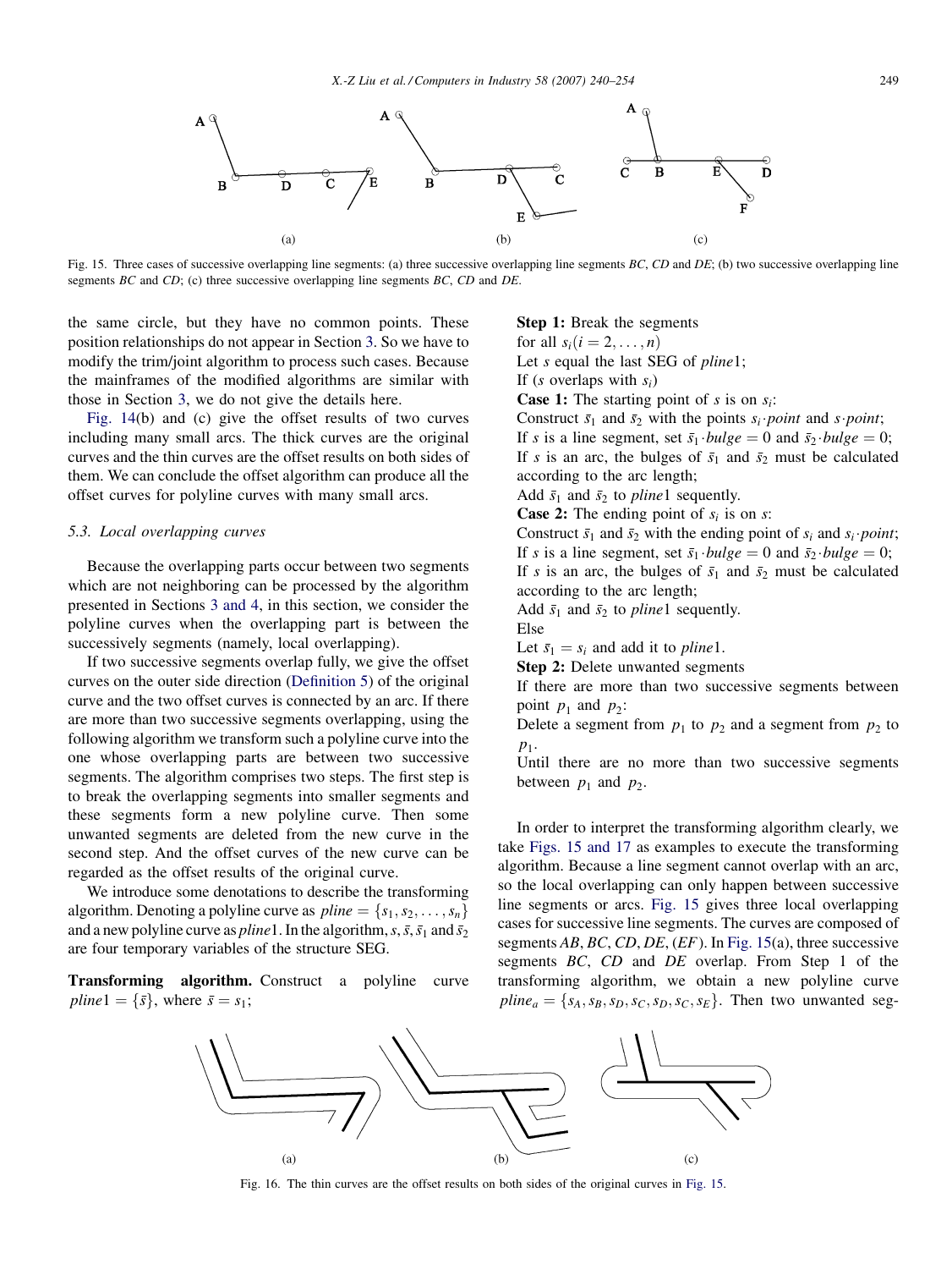Fig. 15. Three cases of successive overlapping line segments: (a) three successive overlapping line segments $BC$, $CD$ and $DE$; (b) two successive overlapping line segments $BC$ and $CD$; (c) three successive overlapping line segments $BC$, $CD$ and $DE$.

the same circle, but they have no common points. These position relationships do not appear in Section 3. So we have to modify the trim/joint algorithm to process such cases. Because the mainframes of the modified algorithms are similar with those in Section 3, we do not give the details here.

Fig. 14(b) and (c) give the offset results of two curves including many small arcs. The thick curves are the original curves and the thin curves are the offset results on both sides of them. We can conclude the offset algorithm can produce all the offset curves for polyline curves with many small arcs.

### 5.3. Local overlapping curves

Because the overlapping parts occur between two segments which are not neighboring can be processed by the algorithm presented in Sections 3 and 4, in this section, we consider the polyline curves when the overlapping part is between the successively segments (namely, local overlapping).

If two successive segments overlap fully, we give the offset curves on the outer side direction (Definition 5) of the original curve and the two offset curves is connected by an arc. If there are more than two successive segments overlapping, using the following algorithm we transform such a polyline curve into the one whose overlapping parts are between two successive segments. The algorithm comprises two steps. The first step is to break the overlapping segments into smaller segments and these segments form a new polyline curve. Then some unwanted segments are deleted from the new curve in the second step. And the offset curves of the new curve can be regarded as the offset results of the original curve.

We introduce some denotations to describe the transforming algorithm. Denoting a polyline curve as $pline = \{s_1, s_2, \ldots, s_n\}$ and a new polyline curve as $pline1$. In the algorithm, $s, \bar{s}, \bar{s}_1$ and $\bar{s}_2$ are four temporary variables of the structure SEG.

**Transforming algorithm.** Construct a polyline curve $pline1 = \{\bar{s}\}$, where $\bar{s} = s_1$;

**Step 1:** Break the segments
for all $s_i (i = 2, \ldots, n)$
Let $s$ equal the last SEG of $pline1$;
If ($s$ overlaps with $s_i$)
**Case 1:** The starting point of $s$ is on $s_i$:
Construct $\bar{s}_1$ and $\bar{s}_2$ with the points $s_i{\cdot}point$ and $s{\cdot}point$;
If $s$ is a line segment, set $\bar{s}_1{\cdot}bulge = 0$ and $\bar{s}_2{\cdot}bulge = 0$;
If $s$ is an arc, the bulges of $\bar{s}_1$ and $\bar{s}_2$ must be calculated according to the arc length;
Add $\bar{s}_1$ and $\bar{s}_2$ to $pline1$ sequently.
**Case 2:** The ending point of $s_i$ is on $s$:
Construct $\bar{s}_1$ and $\bar{s}_2$ with the ending point of $s_i$ and $s_i{\cdot}point$;
If $s$ is a line segment, set $\bar{s}_1{\cdot}bulge = 0$ and $\bar{s}_2{\cdot}bulge = 0$;
If $s$ is an arc, the bulges of $\bar{s}_1$ and $\bar{s}_2$ must be calculated according to the arc length;
Add $\bar{s}_1$ and $\bar{s}_2$ to $pline1$ sequently.
Else
Let $\bar{s}_1 = s_i$ and add it to $pline1$.
**Step 2:** Delete unwanted segments
If there are more than two successive segments between point $p_1$ and $p_2$:
Delete a segment from $p_1$ to $p_2$ and a segment from $p_2$ to $p_1$.
Until there are no more than two successive segments between $p_1$ and $p_2$.

In order to interpret the transforming algorithm clearly, we take Figs. 15 and 17 as examples to execute the transforming algorithm. Because a line segment cannot overlap with an arc, so the local overlapping can only happen between successive line segments or arcs. Fig. 15 gives three local overlapping cases for successive line segments. The curves are composed of segments $AB$, $BC$, $CD$, $DE$, $(EF)$. In Fig. 15(a), three successive segments $BC$, $CD$ and $DE$ overlap. From Step 1 of the transforming algorithm, we obtain a new polyline curve $pline_a = \{s_A, s_B, s_D, s_C, s_D, s_C, s_E\}$. Then two unwanted seg-

Fig. 16. The thin curves are the offset results on both sides of the original curves in Fig. 15.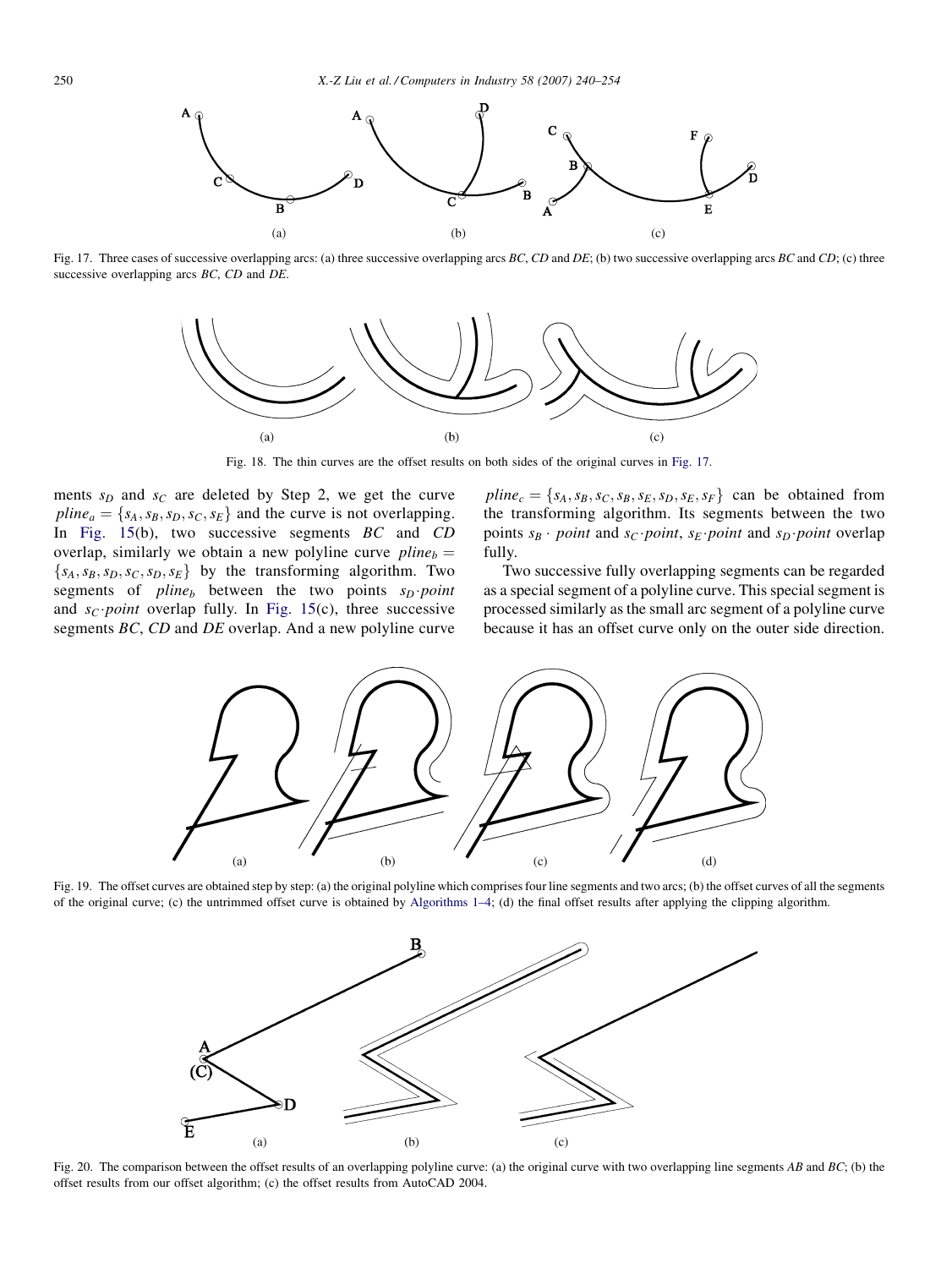Fig. 17. Three cases of successive overlapping arcs: (a) three successive overlapping arcs *BC*, *CD* and *DE*; (b) two successive overlapping arcs *BC* and *CD*; (c) three successive overlapping arcs *BC*, *CD* and *DE*.

Fig. 18. The thin curves are the offset results on both sides of the original curves in Fig. 17.

ments $s_D$ and $s_C$ are deleted by Step 2, we get the curve $pline_a = \{s_A, s_B, s_D, s_C, s_E\}$ and the curve is not overlapping. In Fig. 15(b), two successive segments *BC* and *CD* overlap, similarly we obtain a new polyline curve $pline_b = \{s_A, s_B, s_D, s_C, s_D, s_E\}$ by the transforming algorithm. Two segments of $pline_b$ between the two points $s_D{\cdot}point$ and $s_C{\cdot}point$ overlap fully. In Fig. 15(c), three successive segments *BC*, *CD* and *DE* overlap. And a new polyline curve $pline_c = \{s_A, s_B, s_C, s_B, s_E, s_D, s_E, s_F\}$ can be obtained from the transforming algorithm. Its segments between the two points $s_B \cdot point$ and $s_C{\cdot}point$, $s_E{\cdot}point$ and $s_D{\cdot}point$ overlap fully.

Two successive fully overlapping segments can be regarded as a special segment of a polyline curve. This special segment is processed similarly as the small arc segment of a polyline curve because it has an offset curve only on the outer side direction.

Fig. 19. The offset curves are obtained step by step: (a) the original polyline which comprises four line segments and two arcs; (b) the offset curves of all the segments of the original curve; (c) the untrimmed offset curve is obtained by Algorithms 1–4; (d) the final offset results after applying the clipping algorithm.

Fig. 20. The comparison between the offset results of an overlapping polyline curve: (a) the original curve with two overlapping line segments *AB* and *BC*; (b) the offset results from our offset algorithm; (c) the offset results from AutoCAD 2004.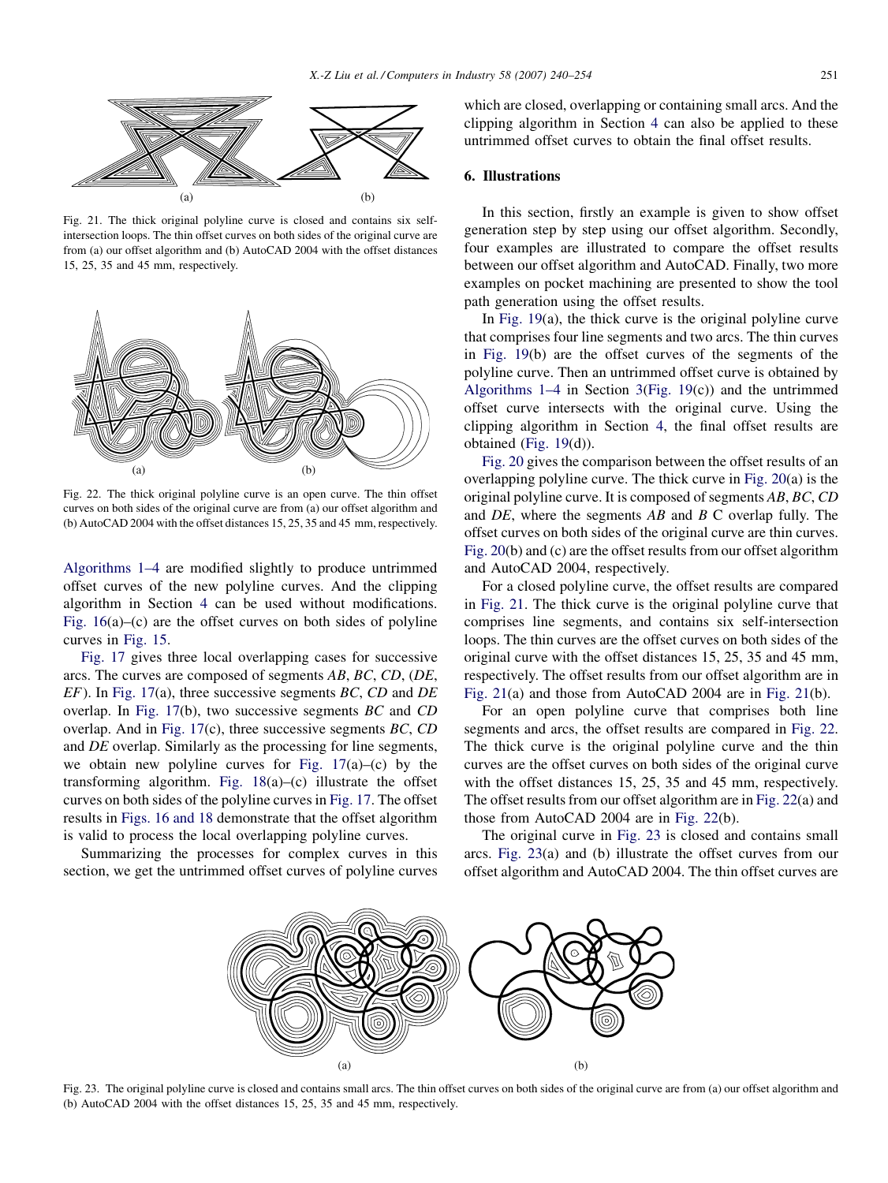Fig. 21. The thick original polyline curve is closed and contains six self-intersection loops. The thin offset curves on both sides of the original curve are from (a) our offset algorithm and (b) AutoCAD 2004 with the offset distances 15, 25, 35 and 45 mm, respectively.

Fig. 22. The thick original polyline curve is an open curve. The thin offset curves on both sides of the original curve are from (a) our offset algorithm and (b) AutoCAD 2004 with the offset distances 15, 25, 35 and 45 mm, respectively.

Algorithms 1–4 are modified slightly to produce untrimmed offset curves of the new polyline curves. And the clipping algorithm in Section 4 can be used without modifications. Fig. 16(a)–(c) are the offset curves on both sides of polyline curves in Fig. 15.

Fig. 17 gives three local overlapping cases for successive arcs. The curves are composed of segments *AB*, *BC*, *CD*, (*DE*, *EF*). In Fig. 17(a), three successive segments *BC*, *CD* and *DE* overlap. In Fig. 17(b), two successive segments *BC* and *CD* overlap. And in Fig. 17(c), three successive segments *BC*, *CD* and *DE* overlap. Similarly as the processing for line segments, we obtain new polyline curves for Fig. 17(a)–(c) by the transforming algorithm. Fig. 18(a)–(c) illustrate the offset curves on both sides of the polyline curves in Fig. 17. The offset results in Figs. 16 and 18 demonstrate that the offset algorithm is valid to process the local overlapping polyline curves.

Summarizing the processes for complex curves in this section, we get the untrimmed offset curves of polyline curves which are closed, overlapping or containing small arcs. And the clipping algorithm in Section 4 can also be applied to these untrimmed offset curves to obtain the final offset results.

## 6. Illustrations

In this section, firstly an example is given to show offset generation step by step using our offset algorithm. Secondly, four examples are illustrated to compare the offset results between our offset algorithm and AutoCAD. Finally, two more examples on pocket machining are presented to show the tool path generation using the offset results.

In Fig. 19(a), the thick curve is the original polyline curve that comprises four line segments and two arcs. The thin curves in Fig. 19(b) are the offset curves of the segments of the polyline curve. Then an untrimmed offset curve is obtained by Algorithms 1–4 in Section 3(Fig. 19(c)) and the untrimmed offset curve intersects with the original curve. Using the clipping algorithm in Section 4, the final offset results are obtained (Fig. 19(d)).

Fig. 20 gives the comparison between the offset results of an overlapping polyline curve. The thick curve in Fig. 20(a) is the original polyline curve. It is composed of segments *AB*, *BC*, *CD* and *DE*, where the segments *AB* and *B C* overlap fully. The offset curves on both sides of the original curve are thin curves. Fig. 20(b) and (c) are the offset results from our offset algorithm and AutoCAD 2004, respectively.

For a closed polyline curve, the offset results are compared in Fig. 21. The thick curve is the original polyline curve that comprises line segments, and contains six self-intersection loops. The thin curves are the offset curves on both sides of the original curve with the offset distances 15, 25, 35 and 45 mm, respectively. The offset results from our offset algorithm are in Fig. 21(a) and those from AutoCAD 2004 are in Fig. 21(b).

For an open polyline curve that comprises both line segments and arcs, the offset results are compared in Fig. 22. The thick curve is the original polyline curve and the thin curves are the offset curves on both sides of the original curve with the offset distances 15, 25, 35 and 45 mm, respectively. The offset results from our offset algorithm are in Fig. 22(a) and those from AutoCAD 2004 are in Fig. 22(b).

The original curve in Fig. 23 is closed and contains small arcs. Fig. 23(a) and (b) illustrate the offset curves from our offset algorithm and AutoCAD 2004. The thin offset curves are

Fig. 23. The original polyline curve is closed and contains small arcs. The thin offset curves on both sides of the original curve are from (a) our offset algorithm and (b) AutoCAD 2004 with the offset distances 15, 25, 35 and 45 mm, respectively.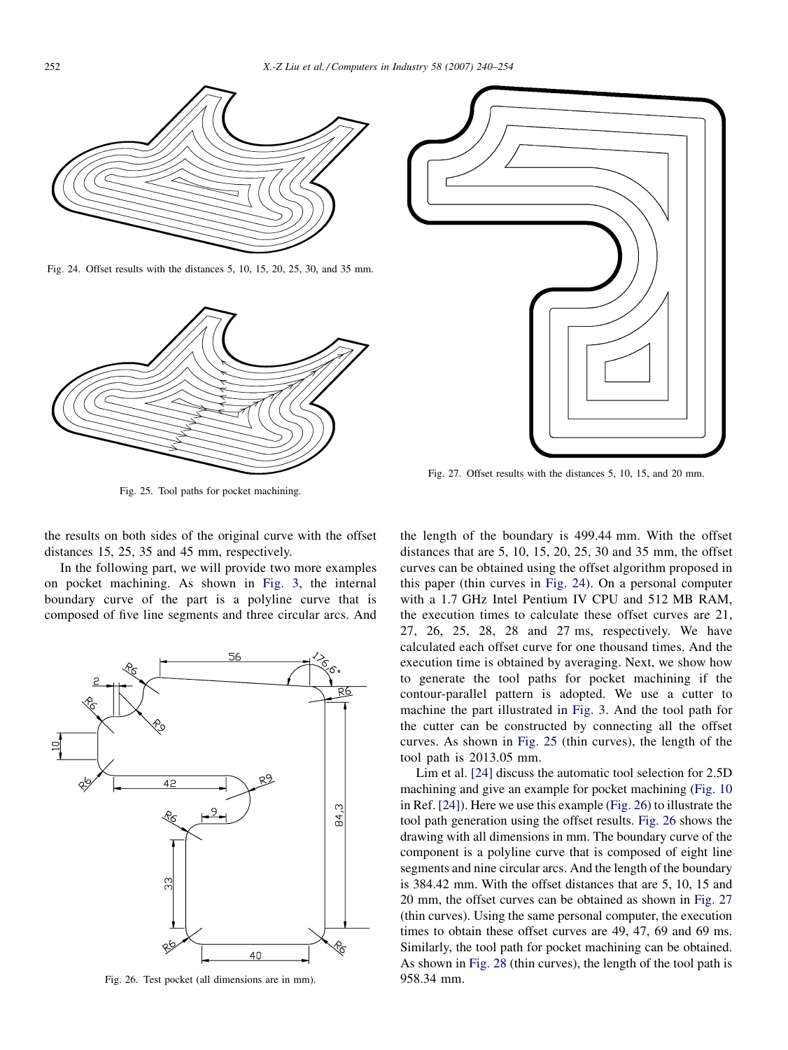Fig. 24. Offset results with the distances 5, 10, 15, 20, 25, 30, and 35 mm.

Fig. 25. Tool paths for pocket machining.

Fig. 27. Offset results with the distances 5, 10, 15, and 20 mm.

the results on both sides of the original curve with the offset distances 15, 25, 35 and 45 mm, respectively.

In the following part, we will provide two more examples on pocket machining. As shown in Fig. 3, the internal boundary curve of the part is a polyline curve that is composed of five line segments and three circular arcs. And the length of the boundary is 499.44 mm. With the offset distances that are 5, 10, 15, 20, 25, 30 and 35 mm, the offset curves can be obtained using the offset algorithm proposed in this paper (thin curves in Fig. 24). On a personal computer with a 1.7 GHz Intel Pentium IV CPU and 512 MB RAM, the execution times to calculate these offset curves are 21, 27, 26, 25, 28, 28 and 27 ms, respectively. We have calculated each offset curve for one thousand times. And the execution time is obtained by averaging. Next, we show how to generate the tool paths for pocket machining if the contour-parallel pattern is adopted. We use a cutter to machine the part illustrated in Fig. 3. And the tool path for the cutter can be constructed by connecting all the offset curves. As shown in Fig. 25 (thin curves), the length of the tool path is 2013.05 mm.

Fig. 26. Test pocket (all dimensions are in mm).

Lim et al. [24] discuss the automatic tool selection for 2.5D machining and give an example for pocket machining (Fig. 10 in Ref. [24]). Here we use this example (Fig. 26) to illustrate the tool path generation using the offset results. Fig. 26 shows the drawing with all dimensions in mm. The boundary curve of the component is a polyline curve that is composed of eight line segments and nine circular arcs. And the length of the boundary is 384.42 mm. With the offset distances that are 5, 10, 15 and 20 mm, the offset curves can be obtained as shown in Fig. 27 (thin curves). Using the same personal computer, the execution times to obtain these offset curves are 49, 47, 69 and 69 ms. Similarly, the tool path for pocket machining can be obtained. As shown in Fig. 28 (thin curves), the length of the tool path is 958.34 mm.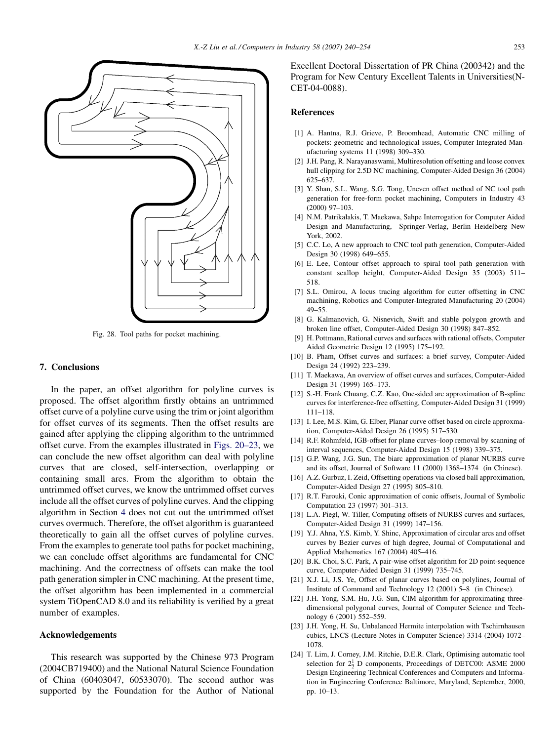Fig. 28. Tool paths for pocket machining.

## 7. Conclusions

In the paper, an offset algorithm for polyline curves is proposed. The offset algorithm firstly obtains an untrimmed offset curve of a polyline curve using the trim or joint algorithm for offset curves of its segments. Then the offset results are gained after applying the clipping algorithm to the untrimmed offset curve. From the examples illustrated in Figs. 20–23, we can conclude the new offset algorithm can deal with polyline curves that are closed, self-intersection, overlapping or containing small arcs. From the algorithm to obtain the untrimmed offset curves, we know the untrimmed offset curves include all the offset curves of polyline curves. And the clipping algorithm in Section 4 does not cut out the untrimmed offset curves overmuch. Therefore, the offset algorithm is guaranteed theoretically to gain all the offset curves of polyline curves. From the examples to generate tool paths for pocket machining, we can conclude offset algorithms are fundamental for CNC machining. And the correctness of offsets can make the tool path generation simpler in CNC machining. At the present time, the offset algorithm has been implemented in a commercial system TiOpenCAD 8.0 and its reliability is verified by a great number of examples.

## Acknowledgements

This research was supported by the Chinese 973 Program (2004CB719400) and the National Natural Science Foundation of China (60403047, 60533070). The second author was supported by the Foundation for the Author of National Excellent Doctoral Dissertation of PR China (200342) and the Program for New Century Excellent Talents in Universities(NCET-04-0088).

## References

[1] A. Hantna, R.J. Grieve, P. Broomhead, Automatic CNC milling of pockets: geometric and technological issues, Computer Integrated Manufacturing systems 11 (1998) 309–330.

[2] J.H. Pang, R. Narayanaswami, Multiresolution offsetting and loose convex hull clipping for 2.5D NC machining, Computer-Aided Design 36 (2004) 625–637.

[3] Y. Shan, S.L. Wang, S.G. Tong, Uneven offset method of NC tool path generation for free-form pocket machining, Computers in Industry 43 (2000) 97–103.

[4] N.M. Patrikalakis, T. Maekawa, Sahpe Interrogation for Computer Aided Design and Manufacturing, Springer-Verlag, Berlin Heidelberg New York, 2002.

[5] C.C. Lo, A new approach to CNC tool path generation, Computer-Aided Design 30 (1998) 649–655.

[6] E. Lee, Contour offset approach to spiral tool path generation with constant scallop height, Computer-Aided Design 35 (2003) 511–518.

[7] S.L. Omirou, A locus tracing algorithm for cutter offsetting in CNC machining, Robotics and Computer-Integrated Manufacturing 20 (2004) 49–55.

[8] G. Kalmanovich, G. Nisnevich, Swift and stable polygon growth and broken line offset, Computer-Aided Design 30 (1998) 847–852.

[9] H. Pottmann, Rational curves and surfaces with rational offsets, Computer Aided Geometric Design 12 (1995) 175–192.

[10] B. Pham, Offset curves and surfaces: a brief survey, Computer-Aided Design 24 (1992) 223–239.

[11] T. Maekawa, An overview of offset curves and surfaces, Computer-Aided Design 31 (1999) 165–173.

[12] S.-H. Frank Chuang, C.Z. Kao, One-sided arc approximation of B-spline curves for interference-free offsetting, Computer-Aided Design 31 (1999) 111–118.

[13] I. Lee, M.S. Kim, G. Elber, Planar curve offset based on circle approxmation, Computer-Aided Design 26 (1995) 517–530.

[14] R.F. Rohmfeld, IGB-offset for plane curves–loop removal by scanning of interval sequences, Computer-Aided Design 15 (1998) 339–375.

[15] G.P. Wang, J.G. Sun, The biarc approximation of planar NURBS curve and its offset, Journal of Software 11 (2000) 1368–1374 (in Chinese).

[16] A.Z. Gurbuz, I. Zeid, Offsetting operations via closed ball approximation, Computer-Aided Design 27 (1995) 805–810.

[17] R.T. Farouki, Conic approximation of conic offsets, Journal of Symbolic Computation 23 (1997) 301–313.

[18] L.A. Piegl, W. Tiller, Computing offsets of NURBS curves and surfaces, Computer-Aided Design 31 (1999) 147–156.

[19] Y.J. Ahna, Y.S. Kimb, Y. Shinc, Approximation of circular arcs and offset curves by Bezier curves of high degree, Journal of Computational and Applied Mathematics 167 (2004) 405–416.

[20] B.K. Choi, S.C. Park, A pair-wise offset algorithm for 2D point-sequence curve, Computer-Aided Design 31 (1999) 735–745.

[21] X.J. Li, J.S. Ye, Offset of planar curves based on polylines, Journal of Institute of Command and Technology 12 (2001) 5–8 (in Chinese).

[22] J.H. Yong, S.M. Hu, J.G. Sun, CIM algorithm for approximating three-dimensional polygonal curves, Journal of Computer Science and Technology 6 (2001) 552–559.

[23] J.H. Yong, H. Su, Unbalanced Hermite interpolation with Tschirnhausen cubics, LNCS (Lecture Notes in Computer Science) 3314 (2004) 1072–1078.

[24] T. Lim, J. Corney, J.M. Ritchie, D.E.R. Clark, Optimising automatic tool selection for $2\frac{1}{2}$ D components, Proceedings of DETC00: ASME 2000 Design Engineering Technical Conferences and Computers and Information in Engineering Conference Baltimore, Maryland, September, 2000, pp. 10–13.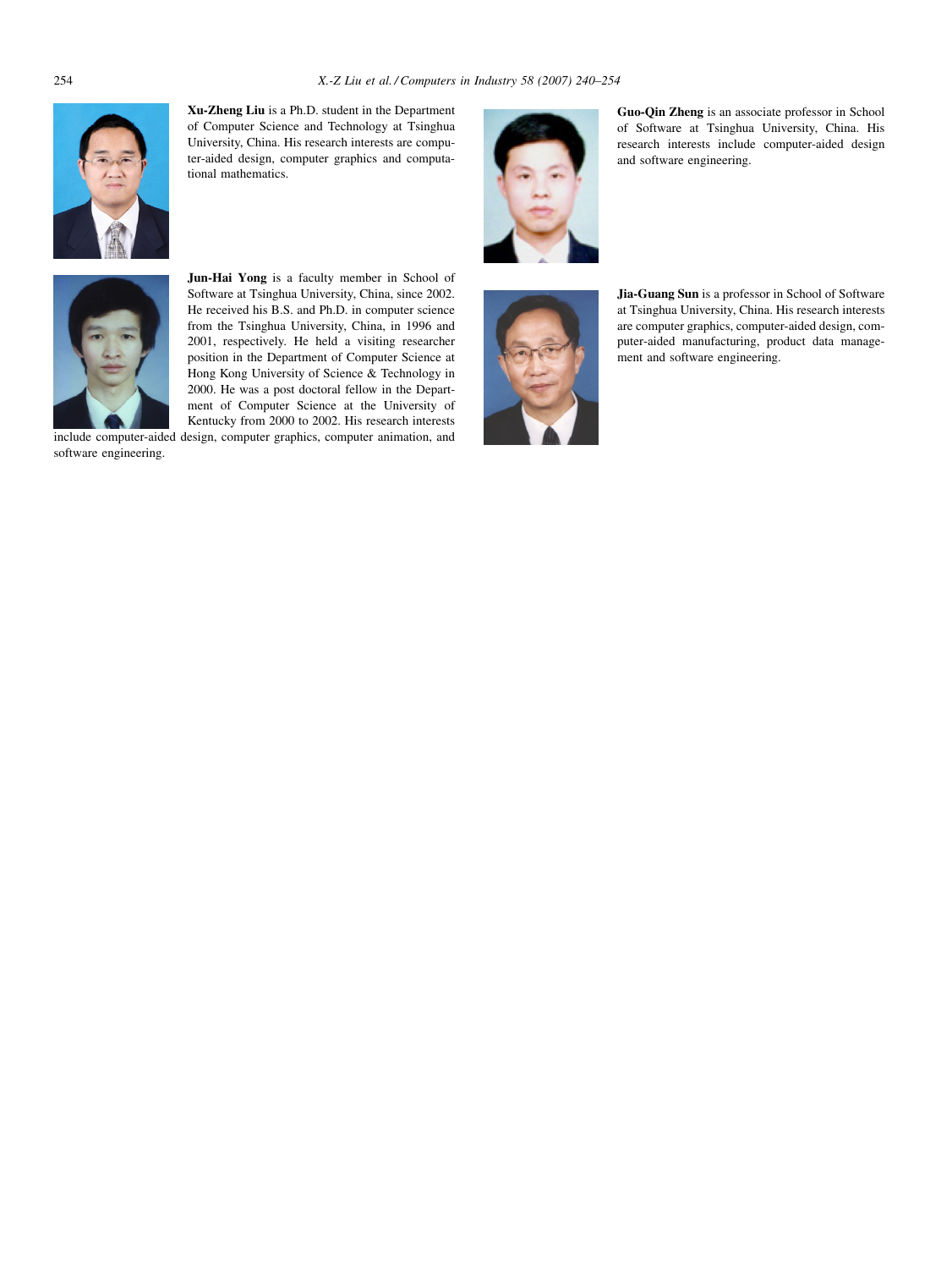**Xu-Zheng Liu** is a Ph.D. student in the Department of Computer Science and Technology at Tsinghua University, China. His research interests are computer-aided design, computer graphics and computational mathematics.

**Jun-Hai Yong** is a faculty member in School of Software at Tsinghua University, China, since 2002. He received his B.S. and Ph.D. in computer science from the Tsinghua University, China, in 1996 and 2001, respectively. He held a visiting researcher position in the Department of Computer Science at Hong Kong University of Science & Technology in 2000. He was a post doctoral fellow in the Department of Computer Science at the University of Kentucky from 2000 to 2002. His research interests include computer-aided design, computer graphics, computer animation, and software engineering.

**Guo-Qin Zheng** is an associate professor in School of Software at Tsinghua University, China. His research interests include computer-aided design and software engineering.

**Jia-Guang Sun** is a professor in School of Software at Tsinghua University, China. His research interests are computer graphics, computer-aided design, computer-aided manufacturing, product data management and software engineering.